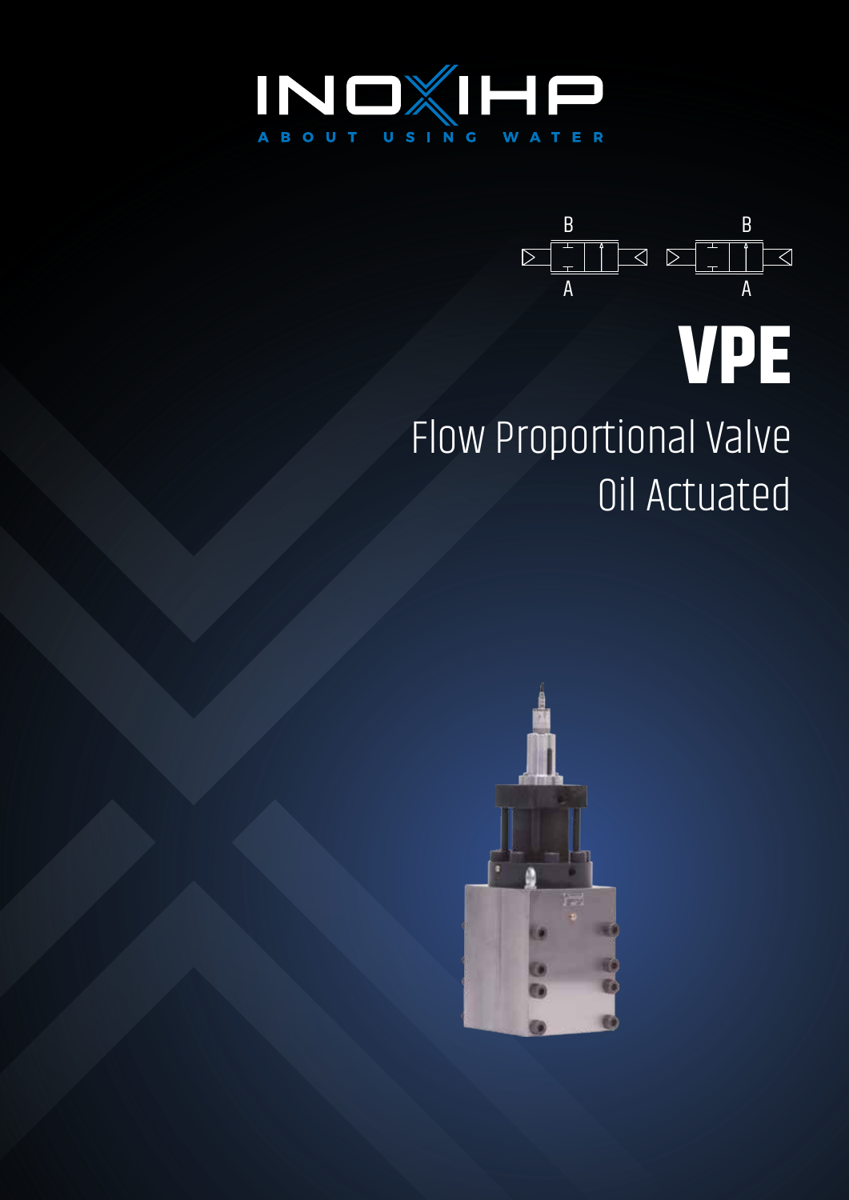INOXIHP

ABOUT USING WATER

B B

A A

# VPE

## Flow Proportional Valve Oil Actuated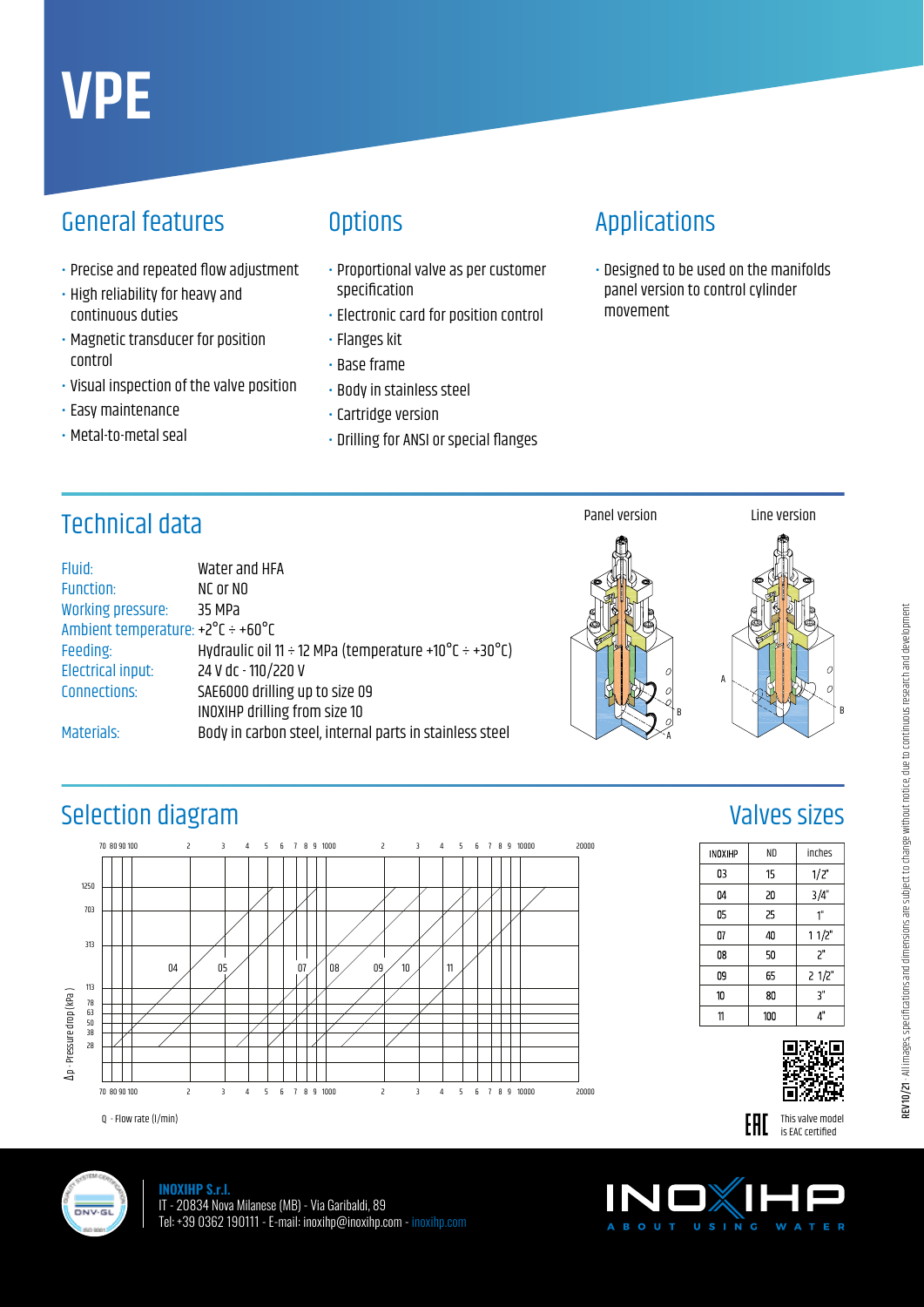# VPE

## General features

- Precise and repeated flow adjustment
- High reliability for heavy and continuous duties
- Magnetic transducer for position control
- Visual inspection of the valve position
- Easy maintenance
- Metal-to-metal seal

## Options

- Proportional valve as per customer specification
- Electronic card for position control
- Flanges kit
- Base frame
- Body in stainless steel
- Cartridge version
- Drilling for ANSI or special flanges

## Applications

- Designed to be used on the manifolds panel version to control cylinder movement

## Technical data

| | |
|---|---|
| Fluid: | Water and HFA |
| Function: | NC or NO |
| Working pressure: | 35 MPa |
| Ambient temperature: | +2°C ÷ +60°C |
| Feeding: | Hydraulic oil 11 ÷ 12 MPa (temperature +10°C ÷ +30°C) |
| Electrical input: | 24 V dc - 110/220 V |
| Connections: | SAE6000 drilling up to size 09<br>INOXIHP drilling from size 10 |
| Materials: | Body in carbon steel, internal parts in stainless steel |

Panel version

Line version

A

B

## Selection diagram

70 80 90 100 2 3 4 5 6 7 8 9 1000 2 3 4 5 6 7 8 9 10000 20000

1250
703
313
113
78
63
50
38
28

04 05 07 08 09 10 11

Δp - Pressure drop (kPa)

Q - Flow rate (l/min)

## Valves sizes

| INOXIHP | ND | inches |
|---|---|---|
| 03 | 15 | 1/2" |
| 04 | 20 | 3/4" |
| 05 | 25 | 1" |
| 07 | 40 | 1 1/2" |
| 08 | 50 | 2" |
| 09 | 65 | 2 1/2" |
| 10 | 80 | 3" |
| 11 | 100 | 4" |

This valve model is EAC certified

REV10/21 - All images, specifications and dimensions are subject to change without notice, due to continuous research and development

**INOXIHP S.r.l.**
IT - 20834 Nova Milanese (MB) - Via Garibaldi, 89
Tel: +39 0362 190111 - E-mail: inoxihp@inoxihp.com - inoxihp.com

INOXIHP — ABOUT USING WATER